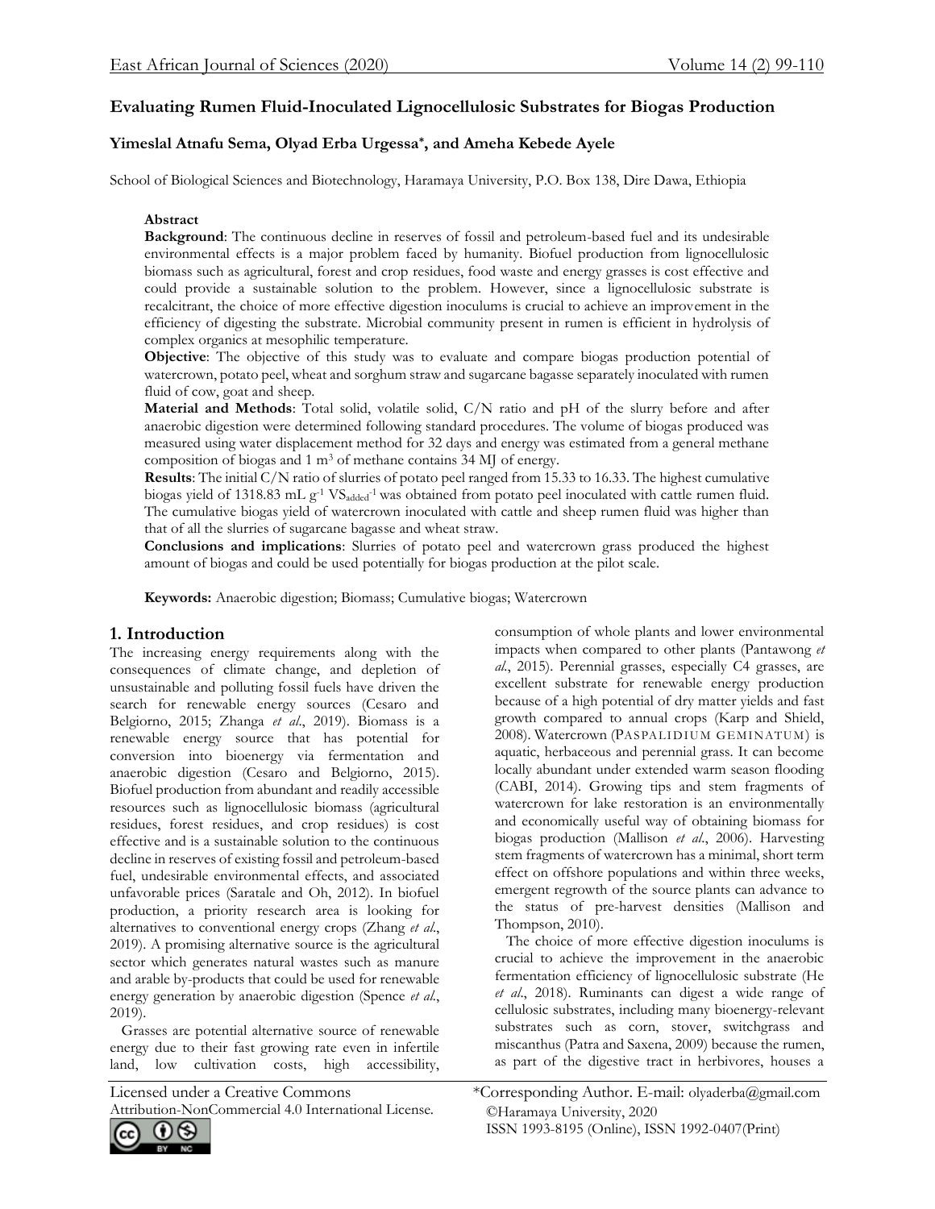# Evaluating Rumen Fluid-Inoculated Lignocellulosic Substrates for Biogas Production

**Yimeslal Atnafu Sema, Olyad Erba Urgessa*, and Ameha Kebede Ayele**

School of Biological Sciences and Biotechnology, Haramaya University, P.O. Box 138, Dire Dawa, Ethiopia

## Abstract

**Background**: The continuous decline in reserves of fossil and petroleum-based fuel and its undesirable environmental effects is a major problem faced by humanity. Biofuel production from lignocellulosic biomass such as agricultural, forest and crop residues, food waste and energy grasses is cost effective and could provide a sustainable solution to the problem. However, since a lignocellulosic substrate is recalcitrant, the choice of more effective digestion inoculums is crucial to achieve an improvement in the efficiency of digesting the substrate. Microbial community present in rumen is efficient in hydrolysis of complex organics at mesophilic temperature.

**Objective**: The objective of this study was to evaluate and compare biogas production potential of watercrown, potato peel, wheat and sorghum straw and sugarcane bagasse separately inoculated with rumen fluid of cow, goat and sheep.

**Material and Methods**: Total solid, volatile solid, C/N ratio and pH of the slurry before and after anaerobic digestion were determined following standard procedures. The volume of biogas produced was measured using water displacement method for 32 days and energy was estimated from a general methane composition of biogas and 1 $m^3$ of methane contains 34 MJ of energy.

**Results**: The initial C/N ratio of slurries of potato peel ranged from 15.33 to 16.33. The highest cumulative biogas yield of 1318.83 mL $g^{-1}$ $VS_{added}^{-1}$ was obtained from potato peel inoculated with cattle rumen fluid. The cumulative biogas yield of watercrown inoculated with cattle and sheep rumen fluid was higher than that of all the slurries of sugarcane bagasse and wheat straw.

**Conclusions and implications**: Slurries of potato peel and watercrown grass produced the highest amount of biogas and could be used potentially for biogas production at the pilot scale.

**Keywords:** Anaerobic digestion; Biomass; Cumulative biogas; Watercrown

## 1. Introduction

The increasing energy requirements along with the consequences of climate change, and depletion of unsustainable and polluting fossil fuels have driven the search for renewable energy sources (Cesaro and Belgiorno, 2015; Zhanga *et al*., 2019). Biomass is a renewable energy source that has potential for conversion into bioenergy via fermentation and anaerobic digestion (Cesaro and Belgiorno, 2015). Biofuel production from abundant and readily accessible resources such as lignocellulosic biomass (agricultural residues, forest residues, and crop residues) is cost effective and is a sustainable solution to the continuous decline in reserves of existing fossil and petroleum-based fuel, undesirable environmental effects, and associated unfavorable prices (Saratale and Oh, 2012). In biofuel production, a priority research area is looking for alternatives to conventional energy crops (Zhang *et al*., 2019). A promising alternative source is the agricultural sector which generates natural wastes such as manure and arable by-products that could be used for renewable energy generation by anaerobic digestion (Spence *et al*., 2019).

Grasses are potential alternative source of renewable energy due to their fast growing rate even in infertile land, low cultivation costs, high accessibility, consumption of whole plants and lower environmental impacts when compared to other plants (Pantawong *et al*., 2015). Perennial grasses, especially C4 grasses, are excellent substrate for renewable energy production because of a high potential of dry matter yields and fast growth compared to annual crops (Karp and Shield, 2008). Watercrown (PASPALIDIUM GEMINATUM) is aquatic, herbaceous and perennial grass. It can become locally abundant under extended warm season flooding (CABI, 2014). Growing tips and stem fragments of watercrown for lake restoration is an environmentally and economically useful way of obtaining biomass for biogas production (Mallison *et al*., 2006). Harvesting stem fragments of watercrown has a minimal, short term effect on offshore populations and within three weeks, emergent regrowth of the source plants can advance to the status of pre-harvest densities (Mallison and Thompson, 2010).

The choice of more effective digestion inoculums is crucial to achieve the improvement in the anaerobic fermentation efficiency of lignocellulosic substrate (He *et al*., 2018). Ruminants can digest a wide range of cellulosic substrates, including many bioenergy-relevant substrates such as corn, stover, switchgrass and miscanthus (Patra and Saxena, 2009) because the rumen, as part of the digestive tract in herbivores, houses a

Licensed under a Creative Commons Attribution-NonCommercial 4.0 International License.

*Corresponding Author. E-mail: olyaderba@gmail.com
©Haramaya University, 2020
ISSN 1993-8195 (Online), ISSN 1992-0407(Print)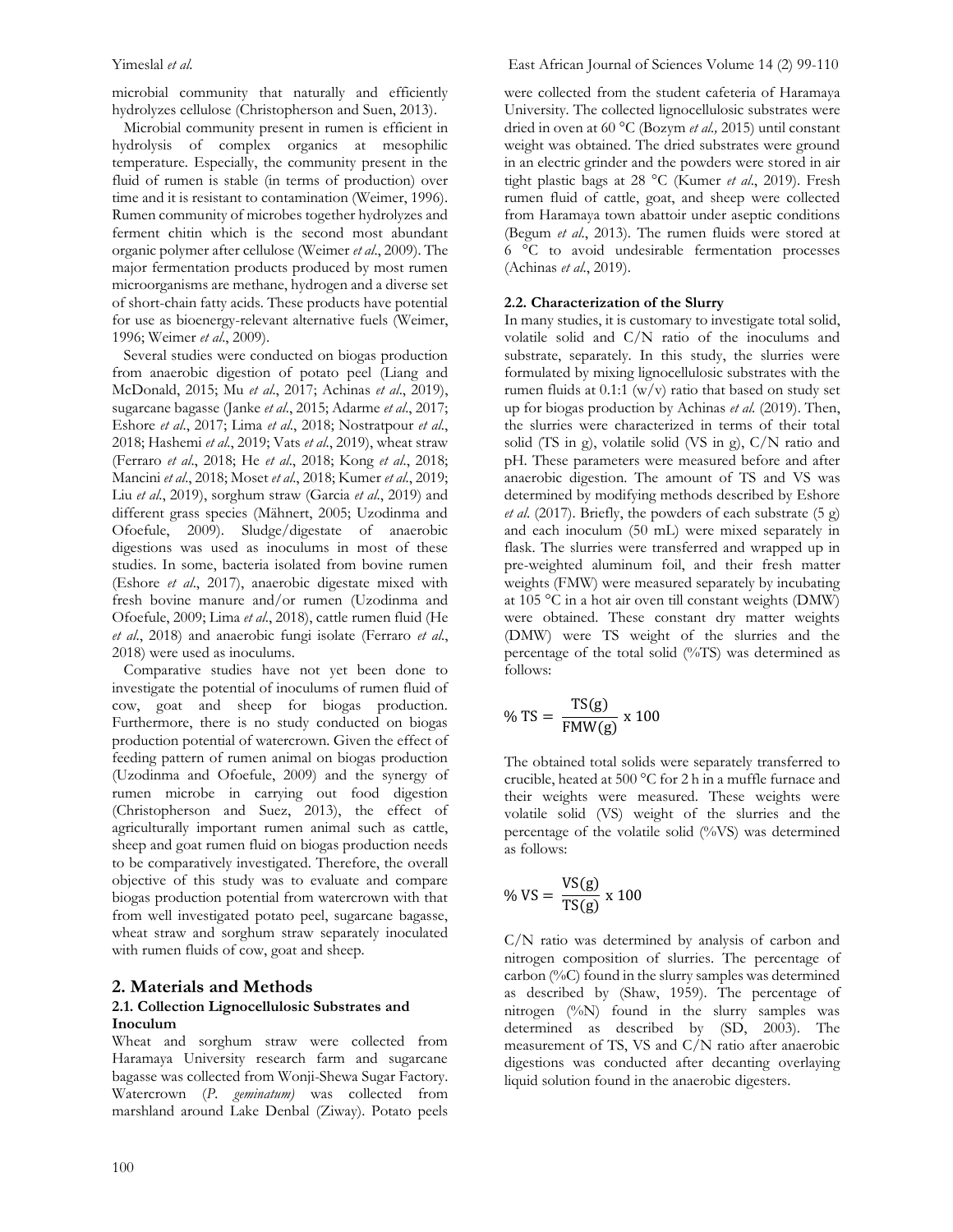microbial community that naturally and efficiently hydrolyzes cellulose (Christopherson and Suen, 2013).

Microbial community present in rumen is efficient in hydrolysis of complex organics at mesophilic temperature. Especially, the community present in the fluid of rumen is stable (in terms of production) over time and it is resistant to contamination (Weimer, 1996). Rumen community of microbes together hydrolyzes and ferment chitin which is the second most abundant organic polymer after cellulose (Weimer *et al*., 2009). The major fermentation products produced by most rumen microorganisms are methane, hydrogen and a diverse set of short-chain fatty acids. These products have potential for use as bioenergy-relevant alternative fuels (Weimer, 1996; Weimer *et al*., 2009).

Several studies were conducted on biogas production from anaerobic digestion of potato peel (Liang and McDonald, 2015; Mu *et al*., 2017; Achinas *et al*., 2019), sugarcane bagasse (Janke *et al*., 2015; Adarme *et al*., 2017; Eshore *et al*., 2017; Lima *et al*., 2018; Nostratpour *et al*., 2018; Hashemi *et al*., 2019; Vats *et al*., 2019), wheat straw (Ferraro *et al*., 2018; He *et al*., 2018; Kong *et al*., 2018; Mancini *et al*., 2018; Moset *et al*., 2018; Kumer *et al*., 2019; Liu *et al*., 2019), sorghum straw (Garcia *et al*., 2019) and different grass species (Mähnert, 2005; Uzodinma and Ofoefule, 2009). Sludge/digestate of anaerobic digestions was used as inoculums in most of these studies. In some, bacteria isolated from bovine rumen (Eshore *et al*., 2017), anaerobic digestate mixed with fresh bovine manure and/or rumen (Uzodinma and Ofoefule, 2009; Lima *et al*., 2018), cattle rumen fluid (He *et al*., 2018) and anaerobic fungi isolate (Ferraro *et al*., 2018) were used as inoculums.

Comparative studies have not yet been done to investigate the potential of inoculums of rumen fluid of cow, goat and sheep for biogas production. Furthermore, there is no study conducted on biogas production potential of watercrown. Given the effect of feeding pattern of rumen animal on biogas production (Uzodinma and Ofoefule, 2009) and the synergy of rumen microbe in carrying out food digestion (Christopherson and Suez, 2013), the effect of agriculturally important rumen animal such as cattle, sheep and goat rumen fluid on biogas production needs to be comparatively investigated. Therefore, the overall objective of this study was to evaluate and compare biogas production potential from watercrown with that from well investigated potato peel, sugarcane bagasse, wheat straw and sorghum straw separately inoculated with rumen fluids of cow, goat and sheep.

## 2. Materials and Methods

### 2.1. Collection Lignocellulosic Substrates and Inoculum

Wheat and sorghum straw were collected from Haramaya University research farm and sugarcane bagasse was collected from Wonji-Shewa Sugar Factory. Watercrown (*P. geminatum)* was collected from marshland around Lake Denbal (Ziway). Potato peels were collected from the student cafeteria of Haramaya University. The collected lignocellulosic substrates were dried in oven at 60 °C (Bozym *et al.,* 2015) until constant weight was obtained. The dried substrates were ground in an electric grinder and the powders were stored in air tight plastic bags at 28 °C (Kumer *et al*., 2019). Fresh rumen fluid of cattle, goat, and sheep were collected from Haramaya town abattoir under aseptic conditions (Begum *et al*., 2013). The rumen fluids were stored at 6 °C to avoid undesirable fermentation processes (Achinas *et al*., 2019).

### 2.2. Characterization of the Slurry

In many studies, it is customary to investigate total solid, volatile solid and C/N ratio of the inoculums and substrate, separately. In this study, the slurries were formulated by mixing lignocellulosic substrates with the rumen fluids at 0.1:1 (w/v) ratio that based on study set up for biogas production by Achinas *et al.* (2019). Then, the slurries were characterized in terms of their total solid (TS in g), volatile solid (VS in g), C/N ratio and pH. These parameters were measured before and after anaerobic digestion. The amount of TS and VS was determined by modifying methods described by Eshore *et al.* (2017). Briefly, the powders of each substrate (5 g) and each inoculum (50 mL) were mixed separately in flask. The slurries were transferred and wrapped up in pre-weighted aluminum foil, and their fresh matter weights (FMW) were measured separately by incubating at 105 °C in a hot air oven till constant weights (DMW) were obtained. These constant dry matter weights (DMW) were TS weight of the slurries and the percentage of the total solid (%TS) was determined as follows:

$$\%\ \text{TS} = \frac{\text{TS(g)}}{\text{FMW(g)}}\ \text{x}\ 100$$

The obtained total solids were separately transferred to crucible, heated at 500 °C for 2 h in a muffle furnace and their weights were measured. These weights were volatile solid (VS) weight of the slurries and the percentage of the volatile solid (%VS) was determined as follows:

$$\%\ \text{VS} = \frac{\text{VS(g)}}{\text{TS(g)}}\ \text{x}\ 100$$

C/N ratio was determined by analysis of carbon and nitrogen composition of slurries. The percentage of carbon (%C) found in the slurry samples was determined as described by (Shaw, 1959). The percentage of nitrogen (%N) found in the slurry samples was determined as described by (SD, 2003). The measurement of TS, VS and C/N ratio after anaerobic digestions was conducted after decanting overlaying liquid solution found in the anaerobic digesters.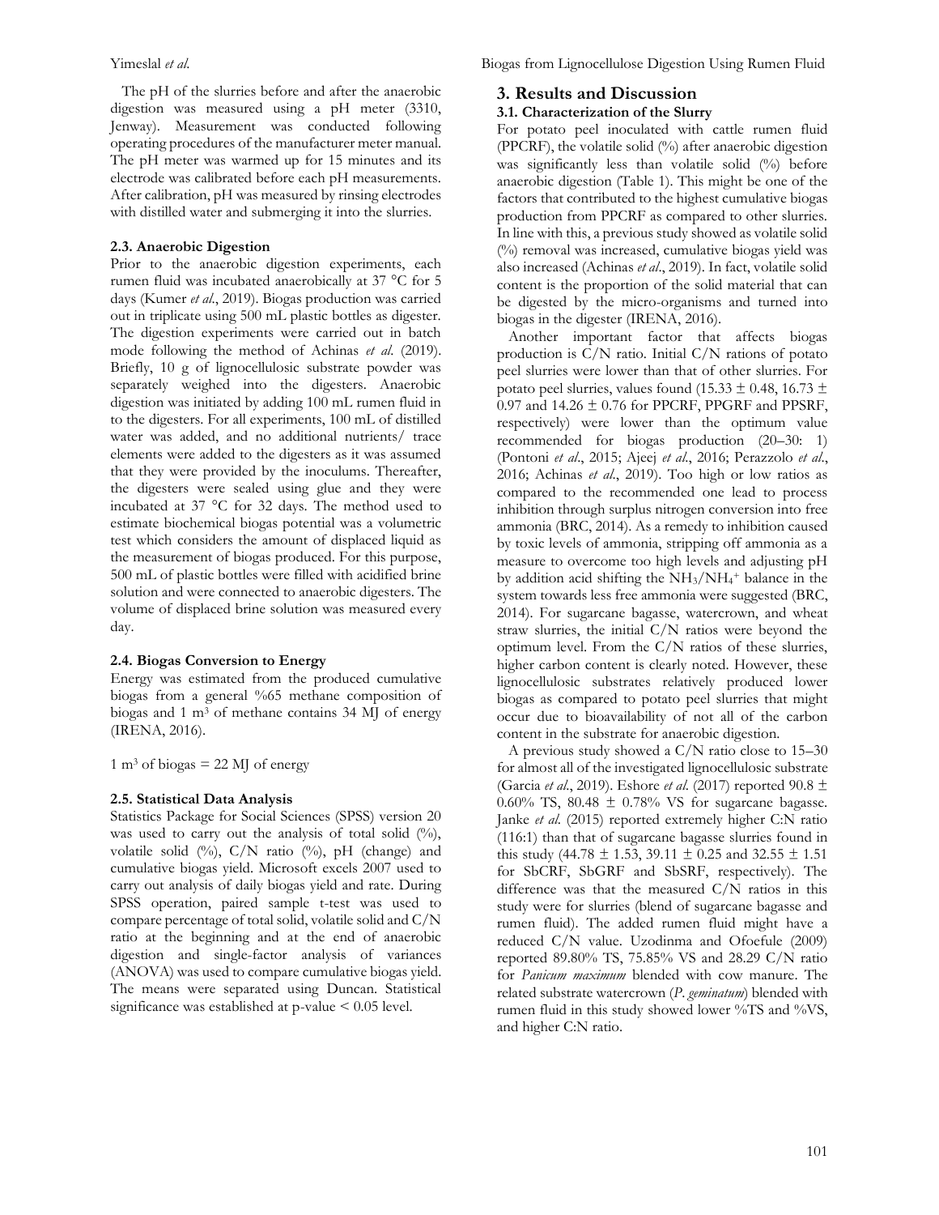The pH of the slurries before and after the anaerobic digestion was measured using a pH meter (3310, Jenway). Measurement was conducted following operating procedures of the manufacturer meter manual. The pH meter was warmed up for 15 minutes and its electrode was calibrated before each pH measurements. After calibration, pH was measured by rinsing electrodes with distilled water and submerging it into the slurries.

### 2.3. Anaerobic Digestion

Prior to the anaerobic digestion experiments, each rumen fluid was incubated anaerobically at 37 °C for 5 days (Kumer *et al*., 2019). Biogas production was carried out in triplicate using 500 mL plastic bottles as digester. The digestion experiments were carried out in batch mode following the method of Achinas *et al*. (2019). Briefly, 10 g of lignocellulosic substrate powder was separately weighed into the digesters. Anaerobic digestion was initiated by adding 100 mL rumen fluid in to the digesters. For all experiments, 100 mL of distilled water was added, and no additional nutrients/ trace elements were added to the digesters as it was assumed that they were provided by the inoculums. Thereafter, the digesters were sealed using glue and they were incubated at 37 °C for 32 days. The method used to estimate biochemical biogas potential was a volumetric test which considers the amount of displaced liquid as the measurement of biogas produced. For this purpose, 500 mL of plastic bottles were filled with acidified brine solution and were connected to anaerobic digesters. The volume of displaced brine solution was measured every day.

### 2.4. Biogas Conversion to Energy

Energy was estimated from the produced cumulative biogas from a general %65 methane composition of biogas and 1 $m^3$ of methane contains 34 MJ of energy (IRENA, 2016).

1 $m^3$ of biogas = 22 MJ of energy

### 2.5. Statistical Data Analysis

Statistics Package for Social Sciences (SPSS) version 20 was used to carry out the analysis of total solid (%), volatile solid (%), C/N ratio (%), pH (change) and cumulative biogas yield. Microsoft excels 2007 used to carry out analysis of daily biogas yield and rate. During SPSS operation, paired sample t-test was used to compare percentage of total solid, volatile solid and C/N ratio at the beginning and at the end of anaerobic digestion and single-factor analysis of variances (ANOVA) was used to compare cumulative biogas yield. The means were separated using Duncan. Statistical significance was established at p-value < 0.05 level.

## 3. Results and Discussion

### 3.1. Characterization of the Slurry

For potato peel inoculated with cattle rumen fluid (PPCRF), the volatile solid (%) after anaerobic digestion was significantly less than volatile solid (%) before anaerobic digestion (Table 1). This might be one of the factors that contributed to the highest cumulative biogas production from PPCRF as compared to other slurries. In line with this, a previous study showed as volatile solid (%) removal was increased, cumulative biogas yield was also increased (Achinas *et al*., 2019). In fact, volatile solid content is the proportion of the solid material that can be digested by the micro-organisms and turned into biogas in the digester (IRENA, 2016).

Another important factor that affects biogas production is C/N ratio. Initial C/N rations of potato peel slurries were lower than that of other slurries. For potato peel slurries, values found (15.33 ± 0.48, 16.73 ± 0.97 and 14.26 ± 0.76 for PPCRF, PPGRF and PPSRF, respectively) were lower than the optimum value recommended for biogas production (20–30: 1) (Pontoni *et al*., 2015; Ajeej *et al*., 2016; Perazzolo *et al*., 2016; Achinas *et al*., 2019). Too high or low ratios as compared to the recommended one lead to process inhibition through surplus nitrogen conversion into free ammonia (BRC, 2014). As a remedy to inhibition caused by toxic levels of ammonia, stripping off ammonia as a measure to overcome too high levels and adjusting pH by addition acid shifting the $NH_3/NH_4^+$ balance in the system towards less free ammonia were suggested (BRC, 2014). For sugarcane bagasse, watercrown, and wheat straw slurries, the initial C/N ratios were beyond the optimum level. From the C/N ratios of these slurries, higher carbon content is clearly noted. However, these lignocellulosic substrates relatively produced lower biogas as compared to potato peel slurries that might occur due to bioavailability of not all of the carbon content in the substrate for anaerobic digestion.

A previous study showed a C/N ratio close to 15–30 for almost all of the investigated lignocellulosic substrate (Garcia *et al*., 2019). Eshore *et al*. (2017) reported 90.8 ± 0.60% TS, 80.48 ± 0.78% VS for sugarcane bagasse. Janke *et al*. (2015) reported extremely higher C:N ratio (116:1) than that of sugarcane bagasse slurries found in this study (44.78 ± 1.53, 39.11 ± 0.25 and 32.55 ± 1.51 for SbCRF, SbGRF and SbSRF, respectively). The difference was that the measured C/N ratios in this study were for slurries (blend of sugarcane bagasse and rumen fluid). The added rumen fluid might have a reduced C/N value. Uzodinma and Ofoefule (2009) reported 89.80% TS, 75.85% VS and 28.29 C/N ratio for *Panicum maximum* blended with cow manure. The related substrate watercrown (*P. geminatum*) blended with rumen fluid in this study showed lower %TS and %VS, and higher C:N ratio.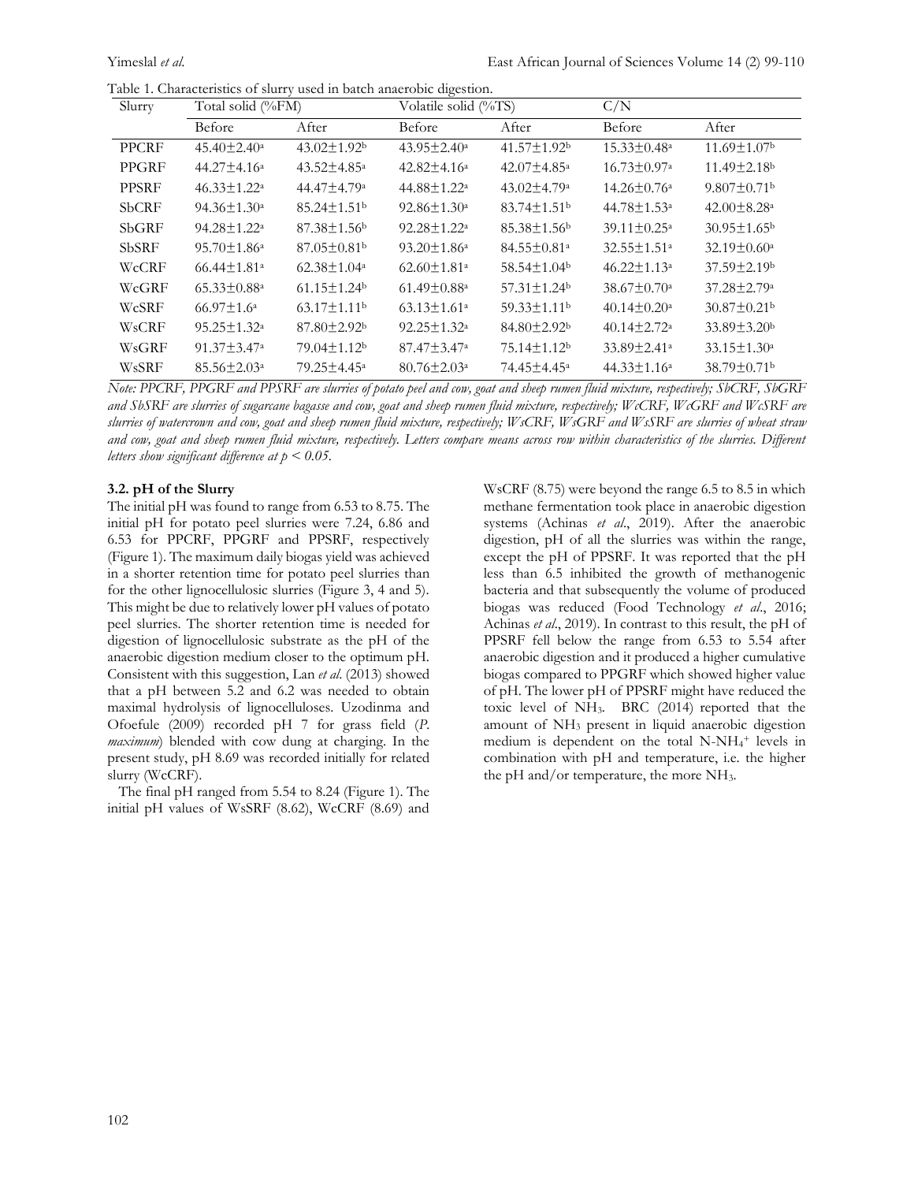Table 1. Characteristics of slurry used in batch anaerobic digestion.

| Slurry | Total solid (%FM) | | Volatile solid (%TS) | | C/N | |
|---|---|---|---|---|---|---|
| | Before | After | Before | After | Before | After |
| PPCRF | 45.40±2.40[a] | 43.02±1.92[b] | 43.95±2.40[a] | 41.57±1.92[b] | 15.33±0.48[a] | 11.69±1.07[b] |
| PPGRF | 44.27±4.16[a] | 43.52±4.85[a] | 42.82±4.16[a] | 42.07±4.85[a] | 16.73±0.97[a] | 11.49±2.18[b] |
| PPSRF | 46.33±1.22[a] | 44.47±4.79[a] | 44.88±1.22[a] | 43.02±4.79[a] | 14.26±0.76[a] | 9.807±0.71[b] |
| SbCRF | 94.36±1.30[a] | 85.24±1.51[b] | 92.86±1.30[a] | 83.74±1.51[b] | 44.78±1.53[a] | 42.00±8.28[a] |
| SbGRF | 94.28±1.22[a] | 87.38±1.56[b] | 92.28±1.22[a] | 85.38±1.56[b] | 39.11±0.25[a] | 30.95±1.65[b] |
| SbSRF | 95.70±1.86[a] | 87.05±0.81[b] | 93.20±1.86[a] | 84.55±0.81[a] | 32.55±1.51[a] | 32.19±0.60[a] |
| WcCRF | 66.44±1.81[a] | 62.38±1.04[a] | 62.60±1.81[a] | 58.54±1.04[b] | 46.22±1.13[a] | 37.59±2.19[b] |
| WcGRF | 65.33±0.88[a] | 61.15±1.24[b] | 61.49±0.88[a] | 57.31±1.24[b] | 38.67±0.70[a] | 37.28±2.79[a] |
| WcSRF | 66.97±1.6[a] | 63.17±1.11[b] | 63.13±1.61[a] | 59.33±1.11[b] | 40.14±0.20[a] | 30.87±0.21[b] |
| WsCRF | 95.25±1.32[a] | 87.80±2.92[b] | 92.25±1.32[a] | 84.80±2.92[b] | 40.14±2.72[a] | 33.89±3.20[b] |
| WsGRF | 91.37±3.47[a] | 79.04±1.12[b] | 87.47±3.47[a] | 75.14±1.12[b] | 33.89±2.41[a] | 33.15±1.30[a] |
| WsSRF | 85.56±2.03[a] | 79.25±4.45[a] | 80.76±2.03[a] | 74.45±4.45[a] | 44.33±1.16[a] | 38.79±0.71[b] |

*Note: PPCRF, PPGRF and PPSRF are slurries of potato peel and cow, goat and sheep rumen fluid mixture, respectively; SbCRF, SbGRF and SbSRF are slurries of sugarcane bagasse and cow, goat and sheep rumen fluid mixture, respectively; WcCRF, WcGRF and WcSRF are slurries of watercrown and cow, goat and sheep rumen fluid mixture, respectively; WsCRF, WsGRF and WsSRF are slurries of wheat straw and cow, goat and sheep rumen fluid mixture, respectively. Letters compare means across row within characteristics of the slurries. Different letters show significant difference at $p < 0.05$.*

### 3.2. pH of the Slurry

The initial pH was found to range from 6.53 to 8.75. The initial pH for potato peel slurries were 7.24, 6.86 and 6.53 for PPCRF, PPGRF and PPSRF, respectively (Figure 1). The maximum daily biogas yield was achieved in a shorter retention time for potato peel slurries than for the other lignocellulosic slurries (Figure 3, 4 and 5). This might be due to relatively lower pH values of potato peel slurries. The shorter retention time is needed for digestion of lignocellulosic substrate as the pH of the anaerobic digestion medium closer to the optimum pH. Consistent with this suggestion, Lan *et al*. (2013) showed that a pH between 5.2 and 6.2 was needed to obtain maximal hydrolysis of lignocelluloses. Uzodinma and Ofoefule (2009) recorded pH 7 for grass field (*P. maximum*) blended with cow dung at charging. In the present study, pH 8.69 was recorded initially for related slurry (WcCRF).

The final pH ranged from 5.54 to 8.24 (Figure 1). The initial pH values of WsSRF (8.62), WcCRF (8.69) and WsCRF (8.75) were beyond the range 6.5 to 8.5 in which methane fermentation took place in anaerobic digestion systems (Achinas *et al*., 2019). After the anaerobic digestion, pH of all the slurries was within the range, except the pH of PPSRF. It was reported that the pH less than 6.5 inhibited the growth of methanogenic bacteria and that subsequently the volume of produced biogas was reduced (Food Technology *et al*., 2016; Achinas *et al*., 2019). In contrast to this result, the pH of PPSRF fell below the range from 6.53 to 5.54 after anaerobic digestion and it produced a higher cumulative biogas compared to PPGRF which showed higher value of pH. The lower pH of PPSRF might have reduced the toxic level of $NH_3$. BRC (2014) reported that the amount of $NH_3$ present in liquid anaerobic digestion medium is dependent on the total N-$NH_4^+$ levels in combination with pH and temperature, i.e. the higher the pH and/or temperature, the more $NH_3$.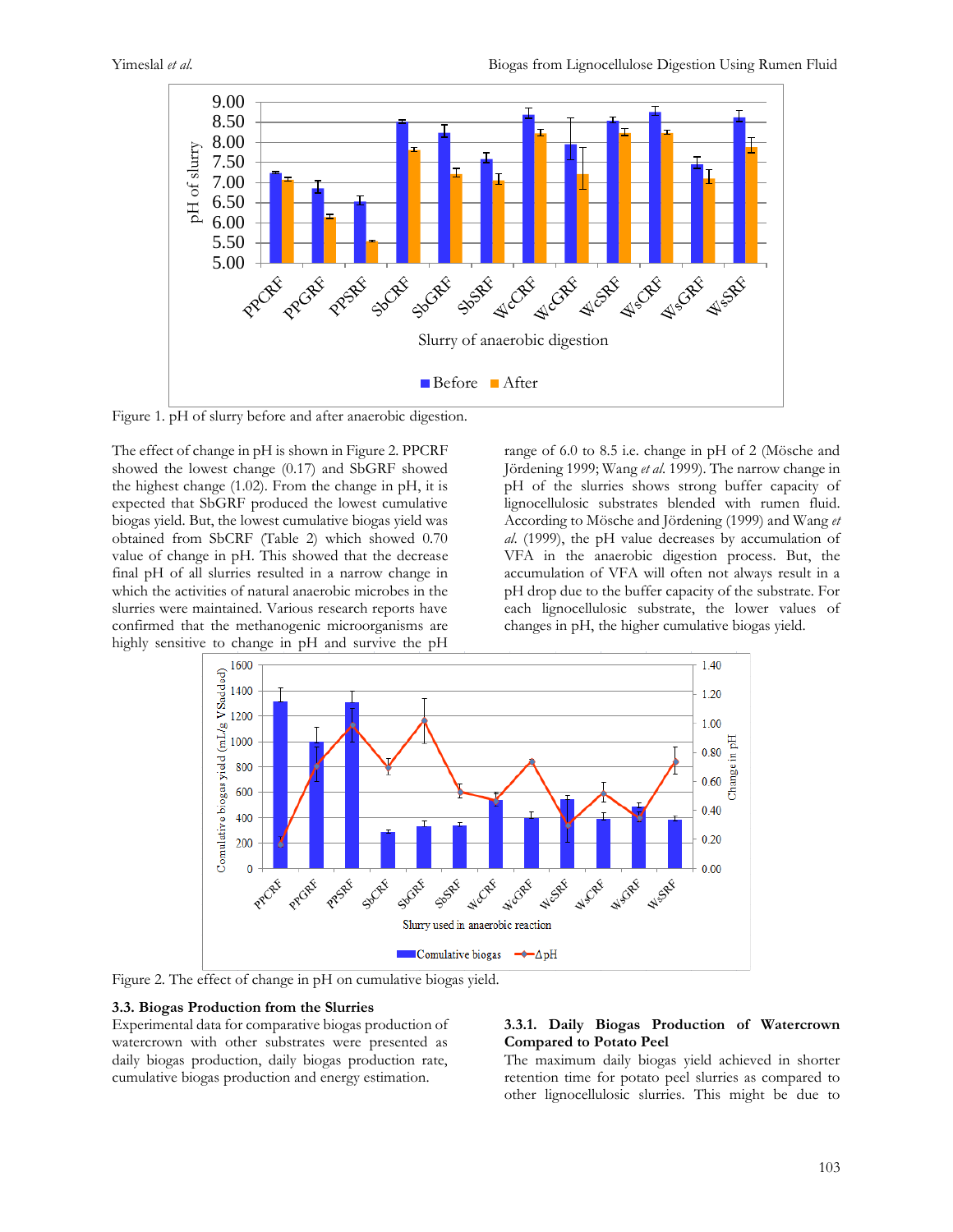Figure 1. pH of slurry before and after anaerobic digestion.

The effect of change in pH is shown in Figure 2. PPCRF showed the lowest change (0.17) and SbGRF showed the highest change (1.02). From the change in pH, it is expected that SbGRF produced the lowest cumulative biogas yield. But, the lowest cumulative biogas yield was obtained from SbCRF (Table 2) which showed 0.70 value of change in pH. This showed that the decrease final pH of all slurries resulted in a narrow change in which the activities of natural anaerobic microbes in the slurries were maintained. Various research reports have confirmed that the methanogenic microorganisms are highly sensitive to change in pH and survive the pH range of 6.0 to 8.5 i.e. change in pH of 2 (Mösche and Jördening 1999; Wang *et al.* 1999). The narrow change in pH of the slurries shows strong buffer capacity of lignocellulosic substrates blended with rumen fluid. According to Mösche and Jördening (1999) and Wang *et al.* (1999), the pH value decreases by accumulation of VFA in the anaerobic digestion process. But, the accumulation of VFA will often not always result in a pH drop due to the buffer capacity of the substrate. For each lignocellulosic substrate, the lower values of changes in pH, the higher cumulative biogas yield.

Figure 2. The effect of change in pH on cumulative biogas yield.

### 3.3. Biogas Production from the Slurries

Experimental data for comparative biogas production of watercrown with other substrates were presented as daily biogas production, daily biogas production rate, cumulative biogas production and energy estimation.

#### 3.3.1. Daily Biogas Production of Watercrown Compared to Potato Peel

The maximum daily biogas yield achieved in shorter retention time for potato peel slurries as compared to other lignocellulosic slurries. This might be due to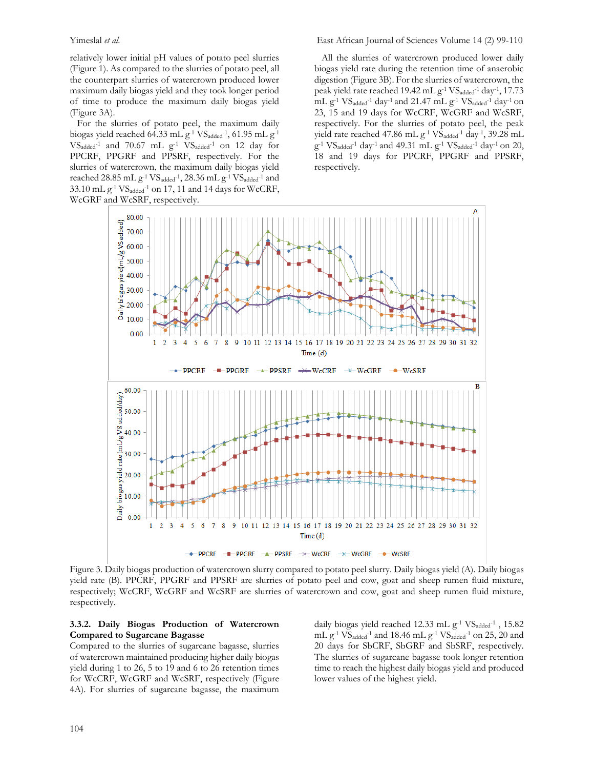relatively lower initial pH values of potato peel slurries (Figure 1). As compared to the slurries of potato peel, all the counterpart slurries of watercrown produced lower maximum daily biogas yield and they took longer period of time to produce the maximum daily biogas yield (Figure 3A).

For the slurries of potato peel, the maximum daily biogas yield reached 64.33 mL g$^{-1}$ VS$_{added}$$^{-1}$, 61.95 mL g$^{-1}$ VS$_{added}$$^{-1}$ and 70.67 mL g$^{-1}$ VS$_{added}$$^{-1}$ on 12 day for PPCRF, PPGRF and PPSRF, respectively. For the slurries of watercrown, the maximum daily biogas yield reached 28.85 mL g$^{-1}$ VS$_{added}$$^{-1}$, 28.36 mL g$^{-1}$ VS$_{added}$$^{-1}$ and 33.10 mL g$^{-1}$ VS$_{added}$$^{-1}$ on 17, 11 and 14 days for WcCRF, WcGRF and WcSRF, respectively.

All the slurries of watercrown produced lower daily biogas yield rate during the retention time of anaerobic digestion (Figure 3B). For the slurries of watercrown, the peak yield rate reached 19.42 mL g$^{-1}$ VS$_{added}$$^{-1}$ day$^{-1}$, 17.73 mL g$^{-1}$ VS$_{added}$$^{-1}$ day$^{-1}$ and 21.47 mL g$^{-1}$ VS$_{added}$$^{-1}$ day$^{-1}$ on 23, 15 and 19 days for WcCRF, WcGRF and WcSRF, respectively. For the slurries of potato peel, the peak yield rate reached 47.86 mL g$^{-1}$ VS$_{added}$$^{-1}$ day$^{-1}$, 39.28 mL g$^{-1}$ VS$_{added}$$^{-1}$ day$^{-1}$ and 49.31 mL g$^{-1}$ VS$_{added}$$^{-1}$ day$^{-1}$ on 20, 18 and 19 days for PPCRF, PPGRF and PPSRF, respectively.

Figure 3. Daily biogas production of watercrown slurry compared to potato peel slurry. Daily biogas yield (A). Daily biogas yield rate (B). PPCRF, PPGRF and PPSRF are slurries of potato peel and cow, goat and sheep rumen fluid mixture, respectively; WcCRF, WcGRF and WcSRF are slurries of watercrown and cow, goat and sheep rumen fluid mixture, respectively.

### 3.3.2. Daily Biogas Production of Watercrown Compared to Sugarcane Bagasse

Compared to the slurries of sugarcane bagasse, slurries of watercrown maintained producing higher daily biogas yield during 1 to 26, 5 to 19 and 6 to 26 retention times for WcCRF, WcGRF and WcSRF, respectively (Figure 4A). For slurries of sugarcane bagasse, the maximum daily biogas yield reached 12.33 mL g$^{-1}$ VS$_{added}$$^{-1}$ , 15.82 mL g$^{-1}$ VS$_{added}$$^{-1}$ and 18.46 mL g$^{-1}$ VS$_{added}$$^{-1}$ on 25, 20 and 20 days for SbCRF, SbGRF and SbSRF, respectively. The slurries of sugarcane bagasse took longer retention time to reach the highest daily biogas yield and produced lower values of the highest yield.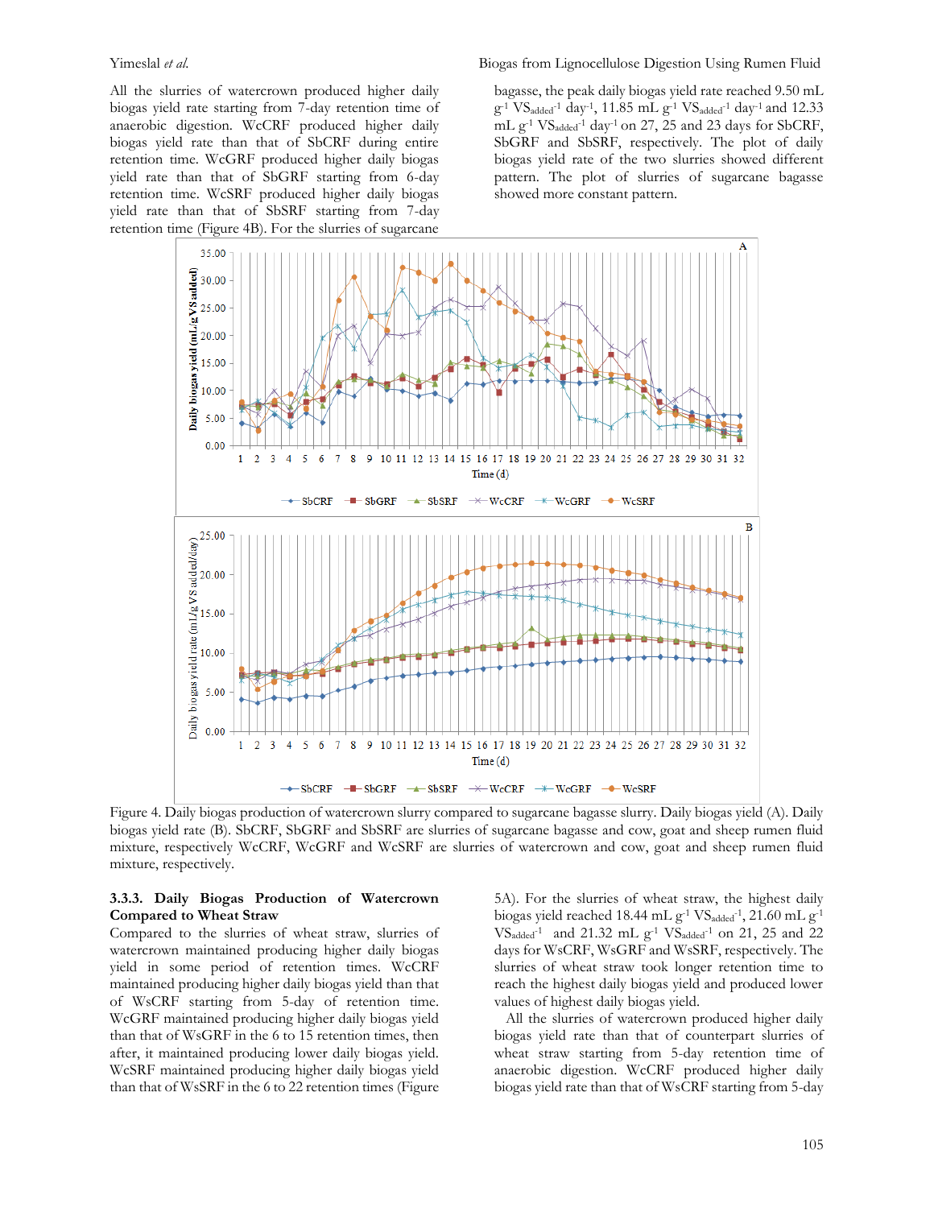All the slurries of watercrown produced higher daily biogas yield rate starting from 7-day retention time of anaerobic digestion. WcCRF produced higher daily biogas yield rate than that of SbCRF during entire retention time. WcGRF produced higher daily biogas yield rate than that of SbGRF starting from 6-day retention time. WcSRF produced higher daily biogas yield rate than that of SbSRF starting from 7-day retention time (Figure 4B). For the slurries of sugarcane bagasse, the peak daily biogas yield rate reached 9.50 mL $g^{-1}$ $VS_{added}^{-1}$ $day^{-1}$, 11.85 mL $g^{-1}$ $VS_{added}^{-1}$ $day^{-1}$ and 12.33 mL $g^{-1}$ $VS_{added}^{-1}$ $day^{-1}$ on 27, 25 and 23 days for SbCRF, SbGRF and SbSRF, respectively. The plot of daily biogas yield rate of the two slurries showed different pattern. The plot of slurries of sugarcane bagasse showed more constant pattern.

Figure 4. Daily biogas production of watercrown slurry compared to sugarcane bagasse slurry. Daily biogas yield (A). Daily biogas yield rate (B). SbCRF, SbGRF and SbSRF are slurries of sugarcane bagasse and cow, goat and sheep rumen fluid mixture, respectively WcCRF, WcGRF and WcSRF are slurries of watercrown and cow, goat and sheep rumen fluid mixture, respectively.

### 3.3.3. Daily Biogas Production of Watercrown Compared to Wheat Straw

Compared to the slurries of wheat straw, slurries of watercrown maintained producing higher daily biogas yield in some period of retention times. WcCRF maintained producing higher daily biogas yield than that of WsCRF starting from 5-day of retention time. WcGRF maintained producing higher daily biogas yield than that of WsGRF in the 6 to 15 retention times, then after, it maintained producing lower daily biogas yield. WcSRF maintained producing higher daily biogas yield than that of WsSRF in the 6 to 22 retention times (Figure 5A). For the slurries of wheat straw, the highest daily biogas yield reached 18.44 mL $g^{-1}$ $VS_{added}^{-1}$, 21.60 mL $g^{-1}$ $VS_{added}^{-1}$ and 21.32 mL $g^{-1}$ $VS_{added}^{-1}$ on 21, 25 and 22 days for WsCRF, WsGRF and WsSRF, respectively. The slurries of wheat straw took longer retention time to reach the highest daily biogas yield and produced lower values of highest daily biogas yield.

All the slurries of watercrown produced higher daily biogas yield rate than that of counterpart slurries of wheat straw starting from 5-day retention time of anaerobic digestion. WcCRF produced higher daily biogas yield rate than that of WsCRF starting from 5-day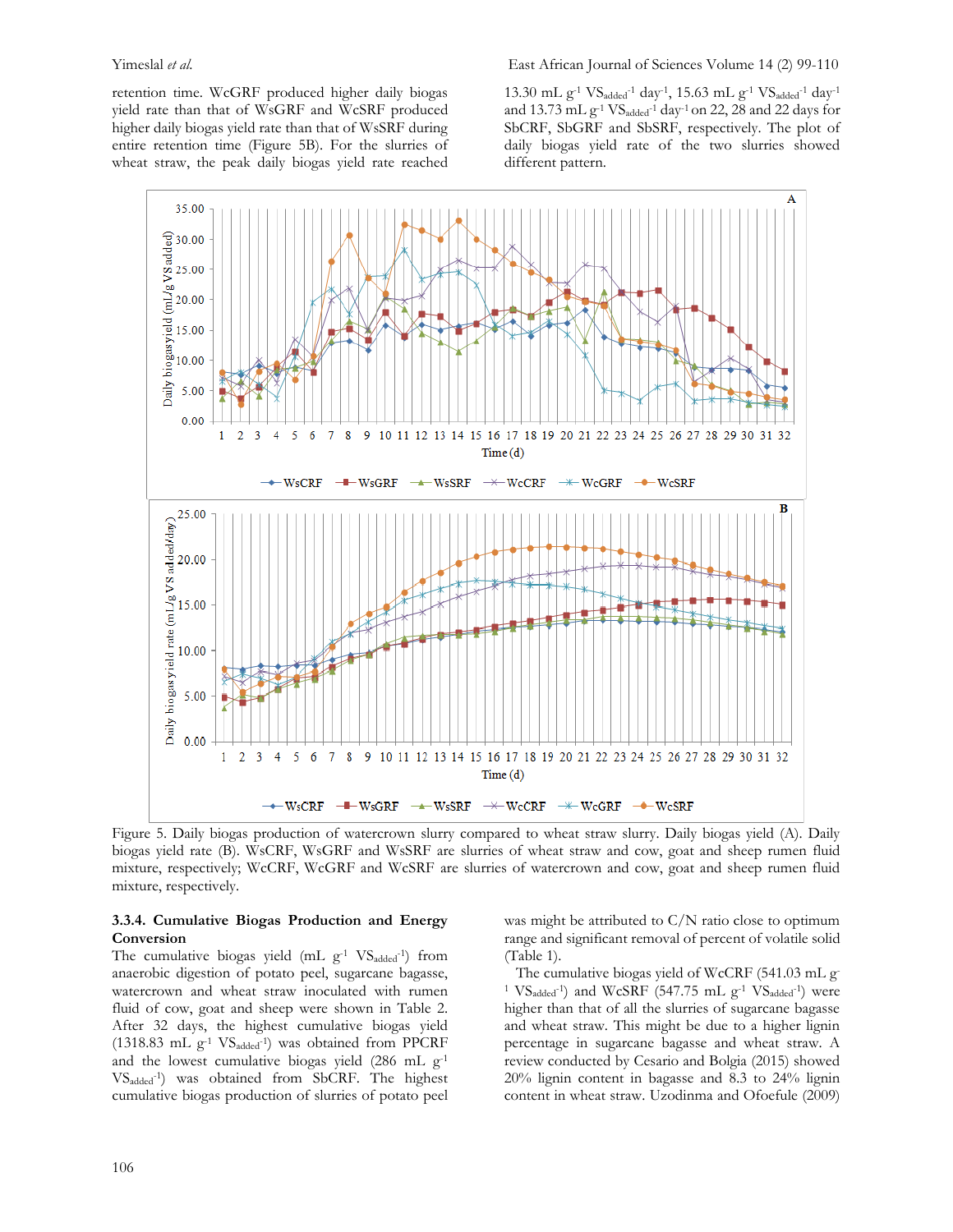retention time. WcGRF produced higher daily biogas yield rate than that of WsGRF and WcSRF produced higher daily biogas yield rate than that of WsSRF during entire retention time (Figure 5B). For the slurries of wheat straw, the peak daily biogas yield rate reached 13.30 mL $g^{-1}$ $VS_{added}^{-1}$ $day^{-1}$, 15.63 mL $g^{-1}$ $VS_{added}^{-1}$ $day^{-1}$ and 13.73 mL $g^{-1}$ $VS_{added}^{-1}$ $day^{-1}$ on 22, 28 and 22 days for SbCRF, SbGRF and SbSRF, respectively. The plot of daily biogas yield rate of the two slurries showed different pattern.

Figure 5. Daily biogas production of watercrown slurry compared to wheat straw slurry. Daily biogas yield (A). Daily biogas yield rate (B). WsCRF, WsGRF and WsSRF are slurries of wheat straw and cow, goat and sheep rumen fluid mixture, respectively; WcCRF, WcGRF and WcSRF are slurries of watercrown and cow, goat and sheep rumen fluid mixture, respectively.

### 3.3.4. Cumulative Biogas Production and Energy Conversion

The cumulative biogas yield (mL $g^{-1}$ $VS_{added}^{-1}$) from anaerobic digestion of potato peel, sugarcane bagasse, watercrown and wheat straw inoculated with rumen fluid of cow, goat and sheep were shown in Table 2. After 32 days, the highest cumulative biogas yield (1318.83 mL $g^{-1}$ $VS_{added}^{-1}$) was obtained from PPCRF and the lowest cumulative biogas yield (286 mL $g^{-1}$ $VS_{added}^{-1}$) was obtained from SbCRF. The highest cumulative biogas production of slurries of potato peel was might be attributed to C/N ratio close to optimum range and significant removal of percent of volatile solid (Table 1).

The cumulative biogas yield of WcCRF (541.03 mL $g^{-1}$ $VS_{added}^{-1}$) and WcSRF (547.75 mL $g^{-1}$ $VS_{added}^{-1}$) were higher than that of all the slurries of sugarcane bagasse and wheat straw. This might be due to a higher lignin percentage in sugarcane bagasse and wheat straw. A review conducted by Cesario and Bolgia (2015) showed 20% lignin content in bagasse and 8.3 to 24% lignin content in wheat straw. Uzodinma and Ofoefule (2009)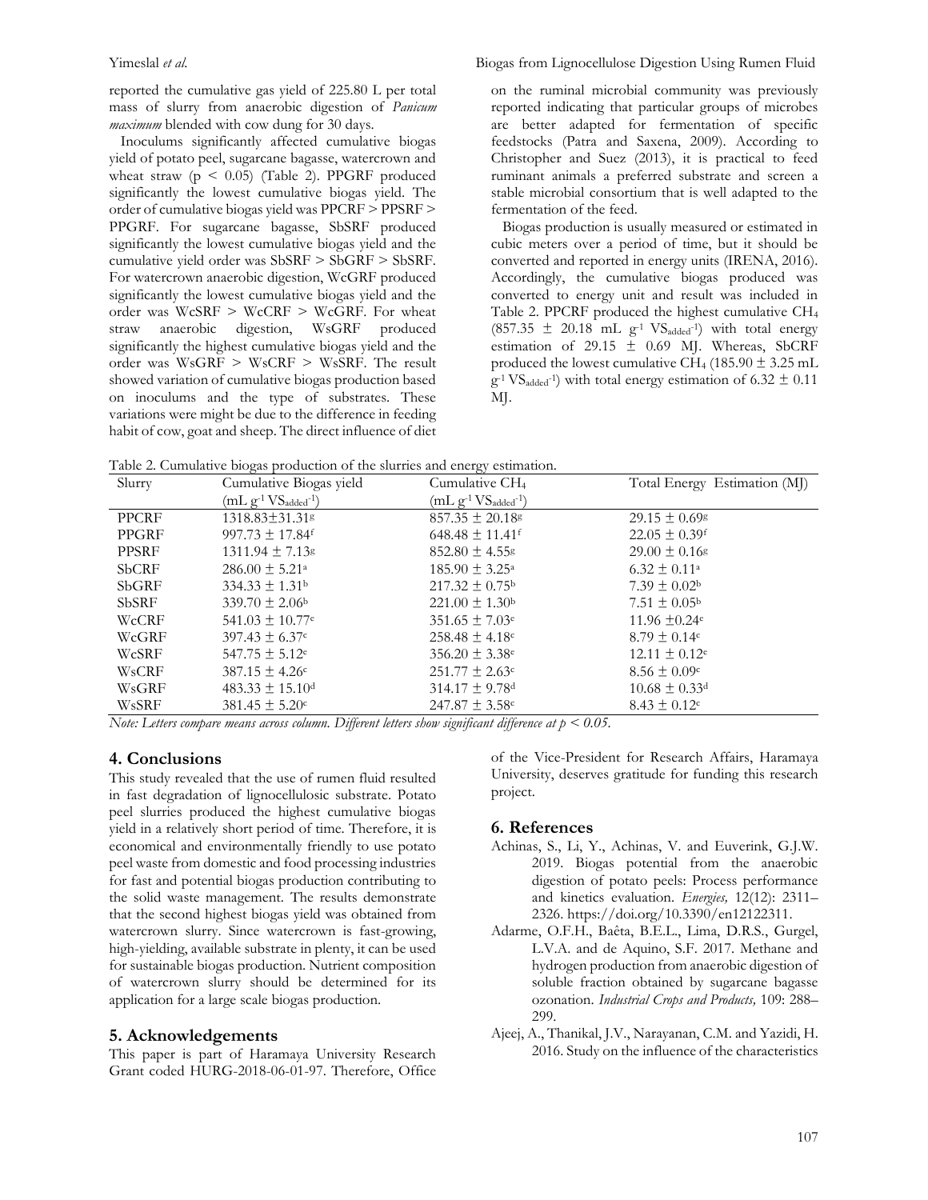reported the cumulative gas yield of 225.80 L per total mass of slurry from anaerobic digestion of *Panicum maximum* blended with cow dung for 30 days.

Inoculums significantly affected cumulative biogas yield of potato peel, sugarcane bagasse, watercrown and wheat straw ($p < 0.05$) (Table 2). PPGRF produced significantly the lowest cumulative biogas yield. The order of cumulative biogas yield was PPCRF > PPSRF > PPGRF. For sugarcane bagasse, SbSRF produced significantly the lowest cumulative biogas yield and the cumulative yield order was SbSRF > SbGRF > SbSRF. For watercrown anaerobic digestion, WcGRF produced significantly the lowest cumulative biogas yield and the order was WcSRF > WcCRF > WcGRF. For wheat straw anaerobic digestion, WsGRF produced significantly the highest cumulative biogas yield and the order was WsGRF > WsCRF > WsSRF. The result showed variation of cumulative biogas production based on inoculums and the type of substrates. These variations were might be due to the difference in feeding habit of cow, goat and sheep. The direct influence of diet on the ruminal microbial community was previously reported indicating that particular groups of microbes are better adapted for fermentation of specific feedstocks (Patra and Saxena, 2009). According to Christopher and Suez (2013), it is practical to feed ruminant animals a preferred substrate and screen a stable microbial consortium that is well adapted to the fermentation of the feed.

Biogas production is usually measured or estimated in cubic meters over a period of time, but it should be converted and reported in energy units (IRENA, 2016). Accordingly, the cumulative biogas produced was converted to energy unit and result was included in Table 2. PPCRF produced the highest cumulative $CH_4$ ($857.35 \pm 20.18$ mL $g^{-1}$ $VS_{added}^{-1}$) with total energy estimation of $29.15 \pm 0.69$ MJ. Whereas, SbCRF produced the lowest cumulative $CH_4$ ($185.90 \pm 3.25$ mL $g^{-1}$ $VS_{added}^{-1}$) with total energy estimation of $6.32 \pm 0.11$ MJ.

Table 2. Cumulative biogas production of the slurries and energy estimation.

| Slurry | Cumulative Biogas yield (mL $g^{-1}$ $VS_{added}^{-1}$) | Cumulative $CH_4$ (mL $g^{-1}$ $VS_{added}^{-1}$) | Total Energy Estimation (MJ) |
|---|---|---|---|
| PPCRF | $1318.83 \pm 31.31^{g}$ | $857.35 \pm 20.18^{g}$ | $29.15 \pm 0.69^{g}$ |
| PPGRF | $997.73 \pm 17.84^{f}$ | $648.48 \pm 11.41^{f}$ | $22.05 \pm 0.39^{f}$ |
| PPSRF | $1311.94 \pm 7.13^{g}$ | $852.80 \pm 4.55^{g}$ | $29.00 \pm 0.16^{g}$ |
| SbCRF | $286.00 \pm 5.21^{a}$ | $185.90 \pm 3.25^{a}$ | $6.32 \pm 0.11^{a}$ |
| SbGRF | $334.33 \pm 1.31^{b}$ | $217.32 \pm 0.75^{b}$ | $7.39 \pm 0.02^{b}$ |
| SbSRF | $339.70 \pm 2.06^{b}$ | $221.00 \pm 1.30^{b}$ | $7.51 \pm 0.05^{b}$ |
| WcCRF | $541.03 \pm 10.77^{e}$ | $351.65 \pm 7.03^{e}$ | $11.96 \pm 0.24^{e}$ |
| WcGRF | $397.43 \pm 6.37^{c}$ | $258.48 \pm 4.18^{c}$ | $8.79 \pm 0.14^{c}$ |
| WcSRF | $547.75 \pm 5.12^{e}$ | $356.20 \pm 3.38^{e}$ | $12.11 \pm 0.12^{e}$ |
| WsCRF | $387.15 \pm 4.26^{c}$ | $251.77 \pm 2.63^{c}$ | $8.56 \pm 0.09^{c}$ |
| WsGRF | $483.33 \pm 15.10^{d}$ | $314.17 \pm 9.78^{d}$ | $10.68 \pm 0.33^{d}$ |
| WsSRF | $381.45 \pm 5.20^{c}$ | $247.87 \pm 3.58^{c}$ | $8.43 \pm 0.12^{c}$ |

*Note: Letters compare means across column. Different letters show significant difference at $p < 0.05$.*

## 4. Conclusions

This study revealed that the use of rumen fluid resulted in fast degradation of lignocellulosic substrate. Potato peel slurries produced the highest cumulative biogas yield in a relatively short period of time. Therefore, it is economical and environmentally friendly to use potato peel waste from domestic and food processing industries for fast and potential biogas production contributing to the solid waste management. The results demonstrate that the second highest biogas yield was obtained from watercrown slurry. Since watercrown is fast-growing, high-yielding, available substrate in plenty, it can be used for sustainable biogas production. Nutrient composition of watercrown slurry should be determined for its application for a large scale biogas production.

## 5. Acknowledgements

This paper is part of Haramaya University Research Grant coded HURG-2018-06-01-97. Therefore, Office of the Vice-President for Research Affairs, Haramaya University, deserves gratitude for funding this research project.

## 6. References

- Achinas, S., Li, Y., Achinas, V. and Euverink, G.J.W. 2019. Biogas potential from the anaerobic digestion of potato peels: Process performance and kinetics evaluation. *Energies,* 12(12): 2311–2326. https://doi.org/10.3390/en12122311.
- Adarme, O.F.H., Baêta, B.E.L., Lima, D.R.S., Gurgel, L.V.A. and de Aquino, S.F. 2017. Methane and hydrogen production from anaerobic digestion of soluble fraction obtained by sugarcane bagasse ozonation. *Industrial Crops and Products,* 109: 288–299.
- Ajeej, A., Thanikal, J.V., Narayanan, C.M. and Yazidi, H. 2016. Study on the influence of the characteristics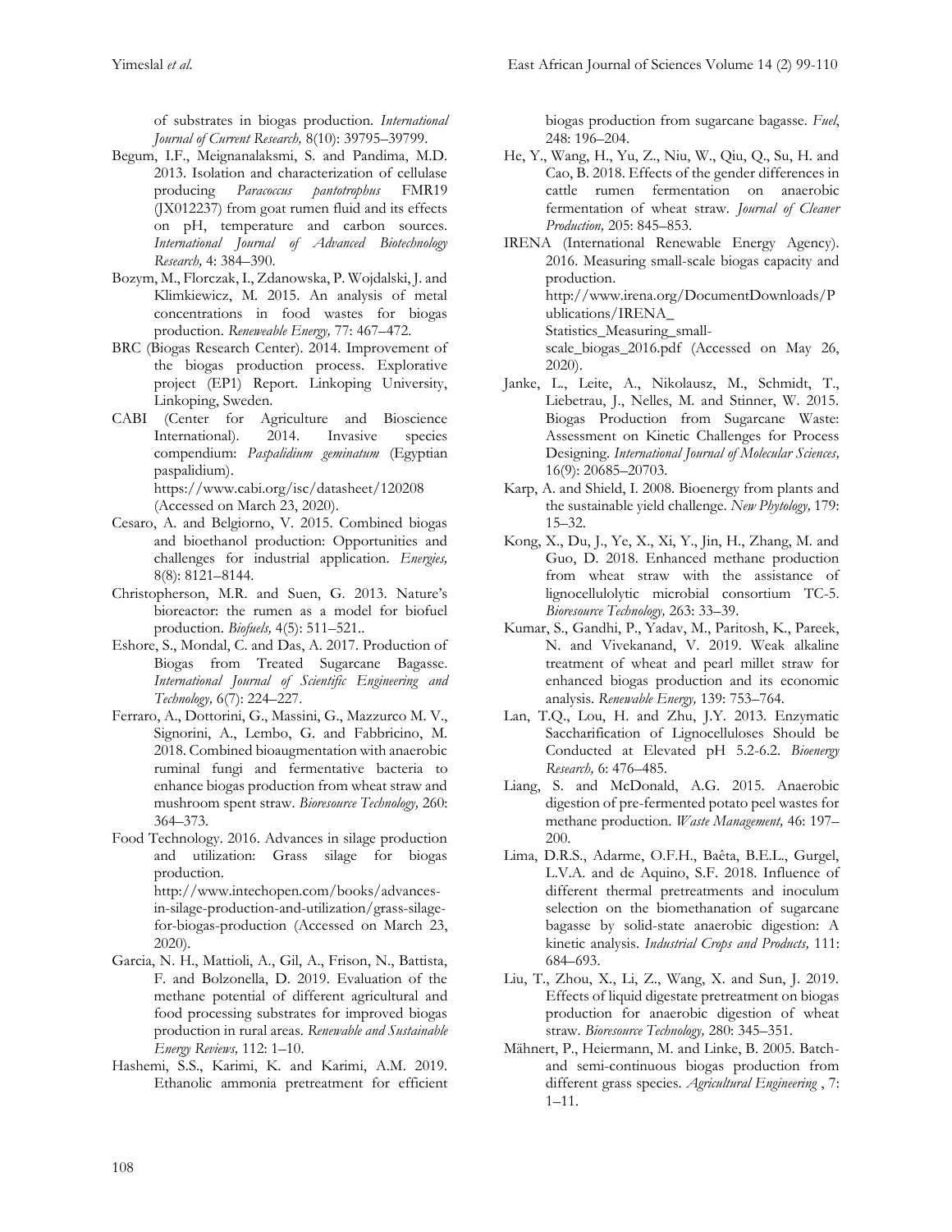of substrates in biogas production. *International Journal of Current Research,* 8(10): 39795–39799.

Begum, I.F., Meignanalaksmi, S. and Pandima, M.D. 2013. Isolation and characterization of cellulase producing *Paracoccus pantotrophus* FMR19 (JX012237) from goat rumen fluid and its effects on pH, temperature and carbon sources. *International Journal of Advanced Biotechnology Research,* 4: 384–390.

Bozym, M., Florczak, I., Zdanowska, P. Wojdalski, J. and Klimkiewicz, M. 2015. An analysis of metal concentrations in food wastes for biogas production. *Reneweable Energy,* 77: 467–472.

BRC (Biogas Research Center). 2014. Improvement of the biogas production process. Explorative project (EP1) Report. Linkoping University, Linkoping, Sweden.

CABI (Center for Agriculture and Bioscience International). 2014. Invasive species compendium: *Paspalidium geminatum* (Egyptian paspalidium). https://www.cabi.org/isc/datasheet/120208 (Accessed on March 23, 2020).

Cesaro, A. and Belgiorno, V. 2015. Combined biogas and bioethanol production: Opportunities and challenges for industrial application. *Energies,* 8(8): 8121–8144.

Christopherson, M.R. and Suen, G. 2013. Nature's bioreactor: the rumen as a model for biofuel production. *Biofuels,* 4(5): 511–521..

Eshore, S., Mondal, C. and Das, A. 2017. Production of Biogas from Treated Sugarcane Bagasse. *International Journal of Scientific Engineering and Technology,* 6(7): 224–227.

Ferraro, A., Dottorini, G., Massini, G., Mazzurco M. V., Signorini, A., Lembo, G. and Fabbricino, M. 2018. Combined bioaugmentation with anaerobic ruminal fungi and fermentative bacteria to enhance biogas production from wheat straw and mushroom spent straw. *Bioresource Technology,* 260: 364–373.

Food Technology. 2016. Advances in silage production and utilization: Grass silage for biogas production. http://www.intechopen.com/books/advances-in-silage-production-and-utilization/grass-silage-for-biogas-production (Accessed on March 23, 2020).

Garcia, N. H., Mattioli, A., Gil, A., Frison, N., Battista, F. and Bolzonella, D. 2019. Evaluation of the methane potential of different agricultural and food processing substrates for improved biogas production in rural areas. *Renewable and Sustainable Energy Reviews,* 112: 1–10.

Hashemi, S.S., Karimi, K. and Karimi, A.M. 2019. Ethanolic ammonia pretreatment for efficient biogas production from sugarcane bagasse. *Fuel,* 248: 196–204.

He, Y., Wang, H., Yu, Z., Niu, W., Qiu, Q., Su, H. and Cao, B. 2018. Effects of the gender differences in cattle rumen fermentation on anaerobic fermentation of wheat straw. *Journal of Cleaner Production,* 205: 845–853.

IRENA (International Renewable Energy Agency). 2016. Measuring small-scale biogas capacity and production. http://www.irena.org/DocumentDownloads/Publications/IRENA_Statistics_Measuring_small-scale_biogas_2016.pdf (Accessed on May 26, 2020).

Janke, L., Leite, A., Nikolausz, M., Schmidt, T., Liebetrau, J., Nelles, M. and Stinner, W. 2015. Biogas Production from Sugarcane Waste: Assessment on Kinetic Challenges for Process Designing. *International Journal of Molecular Sciences,* 16(9): 20685–20703.

Karp, A. and Shield, I. 2008. Bioenergy from plants and the sustainable yield challenge. *New Phytology,* 179: 15–32.

Kong, X., Du, J., Ye, X., Xi, Y., Jin, H., Zhang, M. and Guo, D. 2018. Enhanced methane production from wheat straw with the assistance of lignocellulolytic microbial consortium TC-5. *Bioresource Technology,* 263: 33–39.

Kumar, S., Gandhi, P., Yadav, M., Paritosh, K., Pareek, N. and Vivekanand, V. 2019. Weak alkaline treatment of wheat and pearl millet straw for enhanced biogas production and its economic analysis. *Renewable Energy,* 139: 753–764.

Lan, T.Q., Lou, H. and Zhu, J.Y. 2013. Enzymatic Saccharification of Lignocelluloses Should be Conducted at Elevated pH 5.2-6.2. *Bioenergy Research,* 6: 476–485.

Liang, S. and McDonald, A.G. 2015. Anaerobic digestion of pre-fermented potato peel wastes for methane production. *Waste Management,* 46: 197–200.

Lima, D.R.S., Adarme, O.F.H., Baêta, B.E.L., Gurgel, L.V.A. and de Aquino, S.F. 2018. Influence of different thermal pretreatments and inoculum selection on the biomethanation of sugarcane bagasse by solid-state anaerobic digestion: A kinetic analysis. *Industrial Crops and Products,* 111: 684–693.

Liu, T., Zhou, X., Li, Z., Wang, X. and Sun, J. 2019. Effects of liquid digestate pretreatment on biogas production for anaerobic digestion of wheat straw. *Bioresource Technology,* 280: 345–351.

Mähnert, P., Heiermann, M. and Linke, B. 2005. Batch- and semi-continuous biogas production from different grass species. *Agricultural Engineering* , 7: 1–11.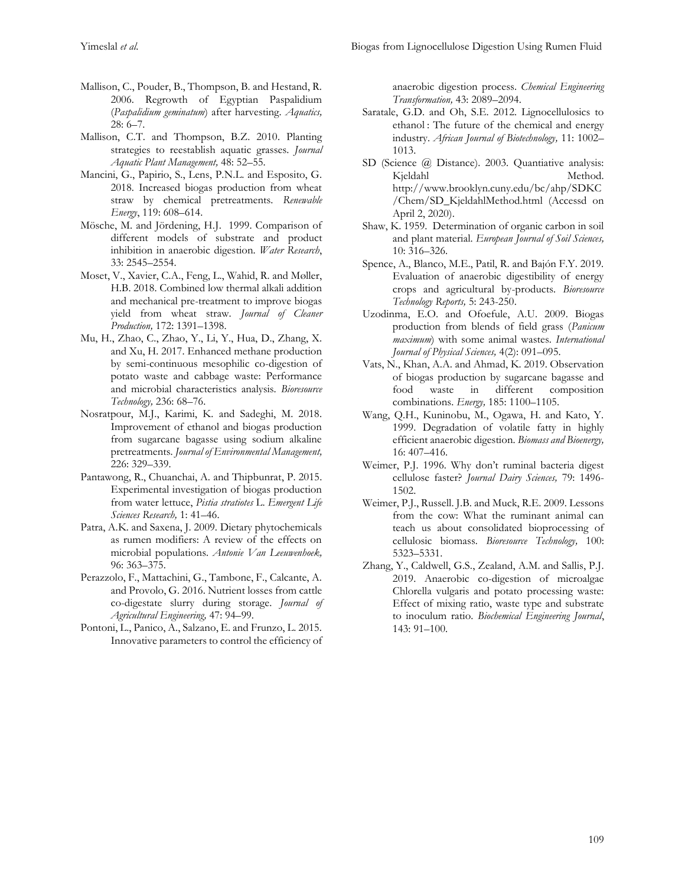Mallison, C., Pouder, B., Thompson, B. and Hestand, R. 2006. Regrowth of Egyptian Paspalidium (*Paspalidium geminatum*) after harvesting. *Aquatics,* 28: 6–7.

Mallison, C.T. and Thompson, B.Z. 2010. Planting strategies to reestablish aquatic grasses. *Journal Aquatic Plant Management,* 48: 52–55.

Mancini, G., Papirio, S., Lens, P.N.L. and Esposito, G. 2018. Increased biogas production from wheat straw by chemical pretreatments. *Renewable Energy*, 119: 608–614.

Mösche, M. and Jördening, H.J. 1999. Comparison of different models of substrate and product inhibition in anaerobic digestion. *Water Research*, 33: 2545–2554.

Moset, V., Xavier, C.A., Feng, L., Wahid, R. and Møller, H.B. 2018. Combined low thermal alkali addition and mechanical pre-treatment to improve biogas yield from wheat straw. *Journal of Cleaner Production,* 172: 1391–1398.

Mu, H., Zhao, C., Zhao, Y., Li, Y., Hua, D., Zhang, X. and Xu, H. 2017. Enhanced methane production by semi-continuous mesophilic co-digestion of potato waste and cabbage waste: Performance and microbial characteristics analysis. *Bioresource Technology,* 236: 68–76.

Nosratpour, M.J., Karimi, K. and Sadeghi, M. 2018. Improvement of ethanol and biogas production from sugarcane bagasse using sodium alkaline pretreatments. *Journal of Environmental Management,* 226: 329–339.

Pantawong, R., Chuanchai, A. and Thipbunrat, P. 2015. Experimental investigation of biogas production from water lettuce, *Pistia stratiotes* L. *Emergent Life Sciences Research,* 1: 41–46.

Patra, A.K. and Saxena, J. 2009. Dietary phytochemicals as rumen modifiers: A review of the effects on microbial populations. *Antonie Van Leeuwenhoek,* 96: 363–375.

Perazzolo, F., Mattachini, G., Tambone, F., Calcante, A. and Provolo, G. 2016. Nutrient losses from cattle co-digestate slurry during storage. *Journal of Agricultural Engineering,* 47: 94–99.

Pontoni, L., Panico, A., Salzano, E. and Frunzo, L. 2015. Innovative parameters to control the efficiency of anaerobic digestion process. *Chemical Engineering Transformation,* 43: 2089–2094.

Saratale, G.D. and Oh, S.E. 2012. Lignocellulosics to ethanol : The future of the chemical and energy industry. *African Journal of Biotechnology,* 11: 1002–1013.

SD (Science @ Distance). 2003. Quantiative analysis: Kjeldahl Method. http://www.brooklyn.cuny.edu/bc/ahp/SDKC/Chem/SD_KjeldahlMethod.html (Accessd on April 2, 2020).

Shaw, K. 1959. Determination of organic carbon in soil and plant material. *European Journal of Soil Sciences,* 10: 316–326.

Spence, A., Blanco, M.E., Patil, R. and Bajón F.Y. 2019. Evaluation of anaerobic digestibility of energy crops and agricultural by-products. *Bioresource Technology Reports,* 5: 243-250.

Uzodinma, E.O. and Ofoefule, A.U. 2009. Biogas production from blends of field grass (*Panicum maximum*) with some animal wastes. *International Journal of Physical Sciences,* 4(2): 091–095.

Vats, N., Khan, A.A. and Ahmad, K. 2019. Observation of biogas production by sugarcane bagasse and food waste in different composition combinations. *Energy,* 185: 1100–1105.

Wang, Q.H., Kuninobu, M., Ogawa, H. and Kato, Y. 1999. Degradation of volatile fatty in highly efficient anaerobic digestion. *Biomass and Bioenergy,* 16: 407–416.

Weimer, P.J. 1996. Why don't ruminal bacteria digest cellulose faster? *Journal Dairy Sciences,* 79: 1496-1502.

Weimer, P.J., Russell. J.B. and Muck, R.E. 2009. Lessons from the cow: What the ruminant animal can teach us about consolidated bioprocessing of cellulosic biomass. *Bioresource Technology,* 100: 5323–5331.

Zhang, Y., Caldwell, G.S., Zealand, A.M. and Sallis, P.J. 2019. Anaerobic co-digestion of microalgae Chlorella vulgaris and potato processing waste: Effect of mixing ratio, waste type and substrate to inoculum ratio. *Biochemical Engineering Journal*, 143: 91–100.